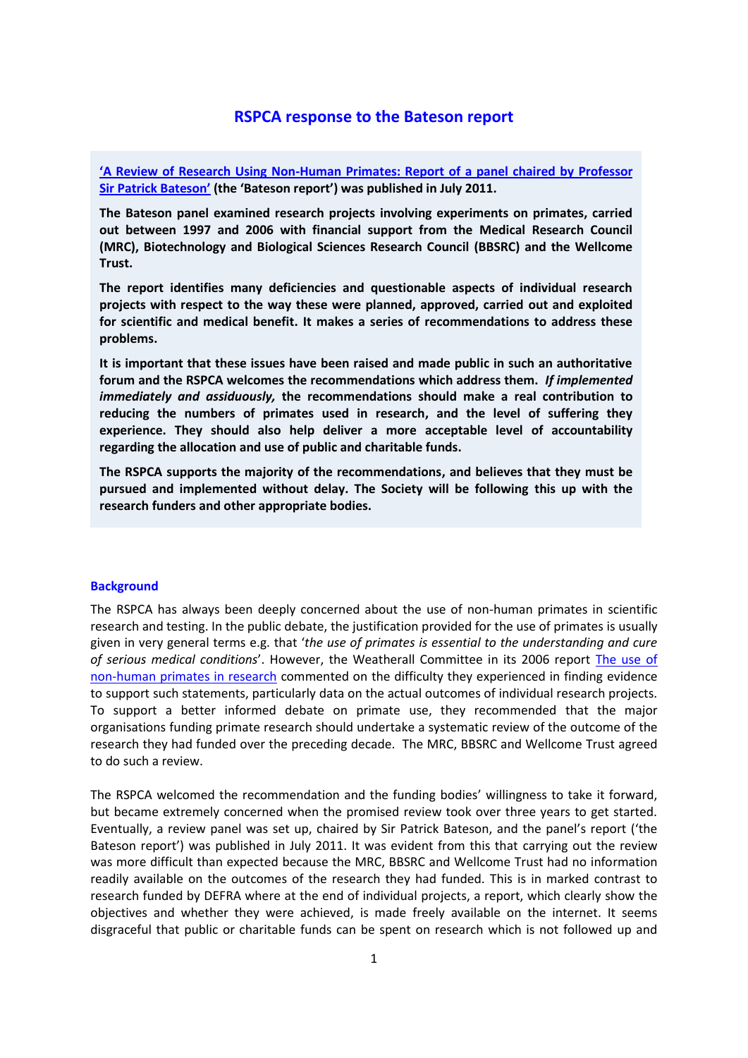# RSPCA response to the Bateson report

**'A Review of Research Using Non-Human Primates: Report of a panel chaired by Professor Sir Patrick Bateson' (the 'Bateson report') was published in July 2011.**

**The Bateson panel examined research projects involving experiments on primates, carried out between 1997 and 2006 with financial support from the Medical Research Council (MRC), Biotechnology and Biological Sciences Research Council (BBSRC) and the Wellcome Trust.**

**The report identifies many deficiencies and questionable aspects of individual research projects with respect to the way these were planned, approved, carried out and exploited for scientific and medical benefit. It makes a series of recommendations to address these problems.**

**It is important that these issues have been raised and made public in such an authoritative forum and the RSPCA welcomes the recommendations which address them. *If implemented immediately and assiduously,* the recommendations should make a real contribution to reducing the numbers of primates used in research, and the level of suffering they experience. They should also help deliver a more acceptable level of accountability regarding the allocation and use of public and charitable funds.**

**The RSPCA supports the majority of the recommendations, and believes that they must be pursued and implemented without delay. The Society will be following this up with the research funders and other appropriate bodies.**

## Background

The RSPCA has always been deeply concerned about the use of non-human primates in scientific research and testing. In the public debate, the justification provided for the use of primates is usually given in very general terms e.g. that '*the use of primates is essential to the understanding and cure of serious medical conditions*'. However, the Weatherall Committee in its 2006 report The use of non-human primates in research commented on the difficulty they experienced in finding evidence to support such statements, particularly data on the actual outcomes of individual research projects. To support a better informed debate on primate use, they recommended that the major organisations funding primate research should undertake a systematic review of the outcome of the research they had funded over the preceding decade. The MRC, BBSRC and Wellcome Trust agreed to do such a review.

The RSPCA welcomed the recommendation and the funding bodies' willingness to take it forward, but became extremely concerned when the promised review took over three years to get started. Eventually, a review panel was set up, chaired by Sir Patrick Bateson, and the panel's report ('the Bateson report') was published in July 2011. It was evident from this that carrying out the review was more difficult than expected because the MRC, BBSRC and Wellcome Trust had no information readily available on the outcomes of the research they had funded. This is in marked contrast to research funded by DEFRA where at the end of individual projects, a report, which clearly show the objectives and whether they were achieved, is made freely available on the internet. It seems disgraceful that public or charitable funds can be spent on research which is not followed up and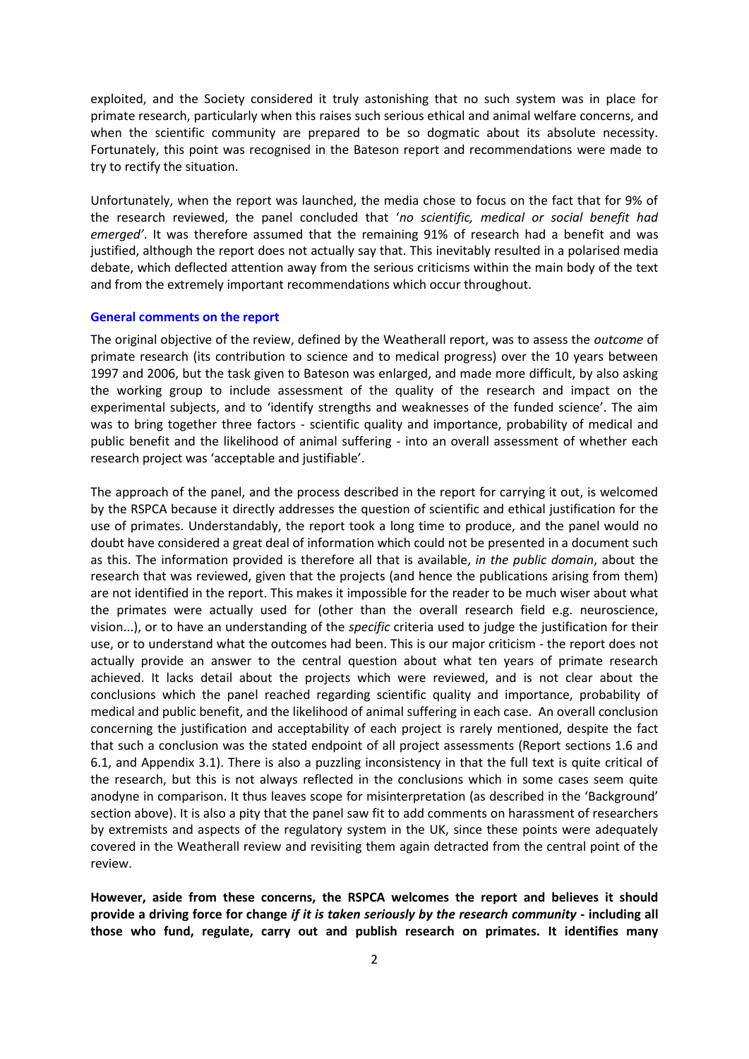exploited, and the Society considered it truly astonishing that no such system was in place for primate research, particularly when this raises such serious ethical and animal welfare concerns, and when the scientific community are prepared to be so dogmatic about its absolute necessity. Fortunately, this point was recognised in the Bateson report and recommendations were made to try to rectify the situation.

Unfortunately, when the report was launched, the media chose to focus on the fact that for 9% of the research reviewed, the panel concluded that '*no scientific, medical or social benefit had emerged'*. It was therefore assumed that the remaining 91% of research had a benefit and was justified, although the report does not actually say that. This inevitably resulted in a polarised media debate, which deflected attention away from the serious criticisms within the main body of the text and from the extremely important recommendations which occur throughout.

### General comments on the report

The original objective of the review, defined by the Weatherall report, was to assess the *outcome* of primate research (its contribution to science and to medical progress) over the 10 years between 1997 and 2006, but the task given to Bateson was enlarged, and made more difficult, by also asking the working group to include assessment of the quality of the research and impact on the experimental subjects, and to 'identify strengths and weaknesses of the funded science'. The aim was to bring together three factors - scientific quality and importance, probability of medical and public benefit and the likelihood of animal suffering - into an overall assessment of whether each research project was 'acceptable and justifiable'.

The approach of the panel, and the process described in the report for carrying it out, is welcomed by the RSPCA because it directly addresses the question of scientific and ethical justification for the use of primates. Understandably, the report took a long time to produce, and the panel would no doubt have considered a great deal of information which could not be presented in a document such as this. The information provided is therefore all that is available, *in the public domain*, about the research that was reviewed, given that the projects (and hence the publications arising from them) are not identified in the report. This makes it impossible for the reader to be much wiser about what the primates were actually used for (other than the overall research field e.g. neuroscience, vision...), or to have an understanding of the *specific* criteria used to judge the justification for their use, or to understand what the outcomes had been. This is our major criticism - the report does not actually provide an answer to the central question about what ten years of primate research achieved. It lacks detail about the projects which were reviewed, and is not clear about the conclusions which the panel reached regarding scientific quality and importance, probability of medical and public benefit, and the likelihood of animal suffering in each case. An overall conclusion concerning the justification and acceptability of each project is rarely mentioned, despite the fact that such a conclusion was the stated endpoint of all project assessments (Report sections 1.6 and 6.1, and Appendix 3.1). There is also a puzzling inconsistency in that the full text is quite critical of the research, but this is not always reflected in the conclusions which in some cases seem quite anodyne in comparison. It thus leaves scope for misinterpretation (as described in the 'Background' section above). It is also a pity that the panel saw fit to add comments on harassment of researchers by extremists and aspects of the regulatory system in the UK, since these points were adequately covered in the Weatherall review and revisiting them again detracted from the central point of the review.

**However, aside from these concerns, the RSPCA welcomes the report and believes it should provide a driving force for change *if it is taken seriously by the research community* - including all those who fund, regulate, carry out and publish research on primates. It identifies many**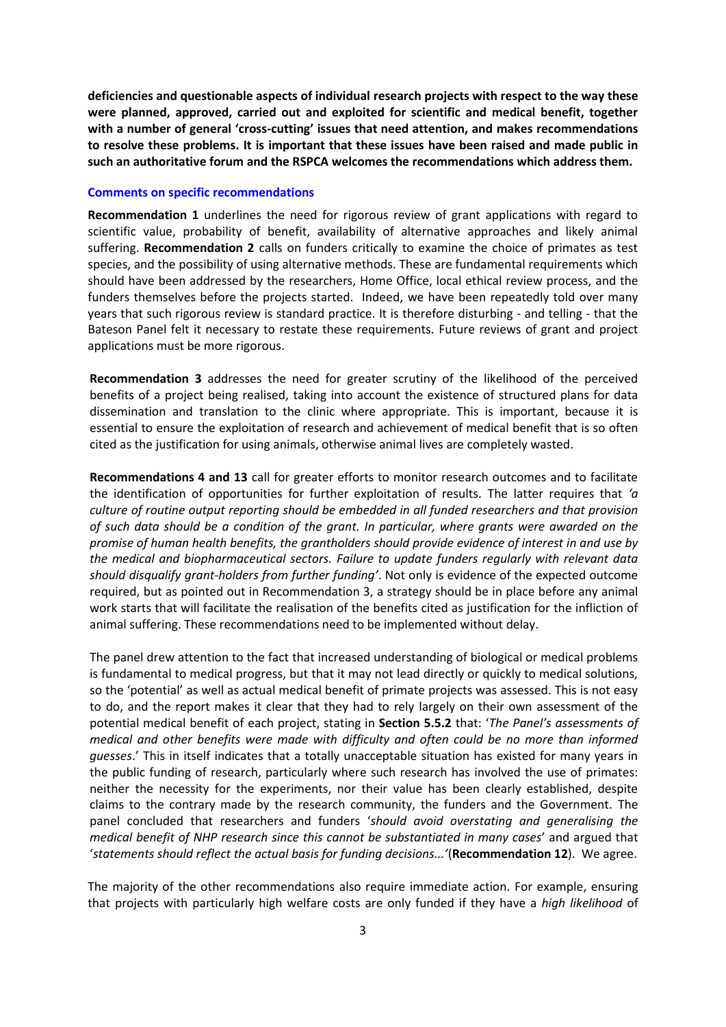**deficiencies and questionable aspects of individual research projects with respect to the way these were planned, approved, carried out and exploited for scientific and medical benefit, together with a number of general 'cross-cutting' issues that need attention, and makes recommendations to resolve these problems. It is important that these issues have been raised and made public in such an authoritative forum and the RSPCA welcomes the recommendations which address them.**

### Comments on specific recommendations

**Recommendation 1** underlines the need for rigorous review of grant applications with regard to scientific value, probability of benefit, availability of alternative approaches and likely animal suffering. **Recommendation 2** calls on funders critically to examine the choice of primates as test species, and the possibility of using alternative methods. These are fundamental requirements which should have been addressed by the researchers, Home Office, local ethical review process, and the funders themselves before the projects started. Indeed, we have been repeatedly told over many years that such rigorous review is standard practice. It is therefore disturbing - and telling - that the Bateson Panel felt it necessary to restate these requirements. Future reviews of grant and project applications must be more rigorous.

**Recommendation 3** addresses the need for greater scrutiny of the likelihood of the perceived benefits of a project being realised, taking into account the existence of structured plans for data dissemination and translation to the clinic where appropriate. This is important, because it is essential to ensure the exploitation of research and achievement of medical benefit that is so often cited as the justification for using animals, otherwise animal lives are completely wasted.

**Recommendations 4 and 13** call for greater efforts to monitor research outcomes and to facilitate the identification of opportunities for further exploitation of results. The latter requires that *'a culture of routine output reporting should be embedded in all funded researchers and that provision of such data should be a condition of the grant. In particular, where grants were awarded on the promise of human health benefits, the grantholders should provide evidence of interest in and use by the medical and biopharmaceutical sectors. Failure to update funders regularly with relevant data should disqualify grant-holders from further funding'*. Not only is evidence of the expected outcome required, but as pointed out in Recommendation 3, a strategy should be in place before any animal work starts that will facilitate the realisation of the benefits cited as justification for the infliction of animal suffering. These recommendations need to be implemented without delay.

The panel drew attention to the fact that increased understanding of biological or medical problems is fundamental to medical progress, but that it may not lead directly or quickly to medical solutions, so the 'potential' as well as actual medical benefit of primate projects was assessed. This is not easy to do, and the report makes it clear that they had to rely largely on their own assessment of the potential medical benefit of each project, stating in **Section 5.5.2** that: '*The Panel's assessments of medical and other benefits were made with difficulty and often could be no more than informed guesses*.' This in itself indicates that a totally unacceptable situation has existed for many years in the public funding of research, particularly where such research has involved the use of primates: neither the necessity for the experiments, nor their value has been clearly established, despite claims to the contrary made by the research community, the funders and the Government. The panel concluded that researchers and funders '*should avoid overstating and generalising the medical benefit of NHP research since this cannot be substantiated in many cases*' and argued that '*statements should reflect the actual basis for funding decisions...*'(**Recommendation 12**). We agree.

The majority of the other recommendations also require immediate action. For example, ensuring that projects with particularly high welfare costs are only funded if they have a *high likelihood* of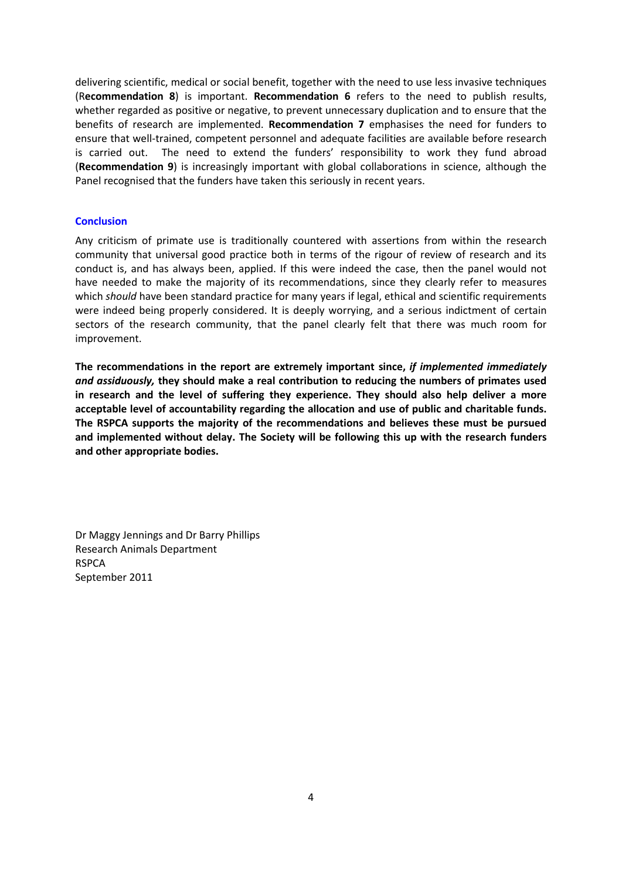delivering scientific, medical or social benefit, together with the need to use less invasive techniques (R**ecommendation 8**) is important. **Recommendation 6** refers to the need to publish results, whether regarded as positive or negative, to prevent unnecessary duplication and to ensure that the benefits of research are implemented. **Recommendation 7** emphasises the need for funders to ensure that well-trained, competent personnel and adequate facilities are available before research is carried out. The need to extend the funders' responsibility to work they fund abroad (**Recommendation 9**) is increasingly important with global collaborations in science, although the Panel recognised that the funders have taken this seriously in recent years.

### Conclusion

Any criticism of primate use is traditionally countered with assertions from within the research community that universal good practice both in terms of the rigour of review of research and its conduct is, and has always been, applied. If this were indeed the case, then the panel would not have needed to make the majority of its recommendations, since they clearly refer to measures which *should* have been standard practice for many years if legal, ethical and scientific requirements were indeed being properly considered. It is deeply worrying, and a serious indictment of certain sectors of the research community, that the panel clearly felt that there was much room for improvement.

**The recommendations in the report are extremely important since, *if implemented immediately and assiduously,* they should make a real contribution to reducing the numbers of primates used in research and the level of suffering they experience. They should also help deliver a more acceptable level of accountability regarding the allocation and use of public and charitable funds. The RSPCA supports the majority of the recommendations and believes these must be pursued and implemented without delay. The Society will be following this up with the research funders and other appropriate bodies.**

Dr Maggy Jennings and Dr Barry Phillips
Research Animals Department
RSPCA
September 2011